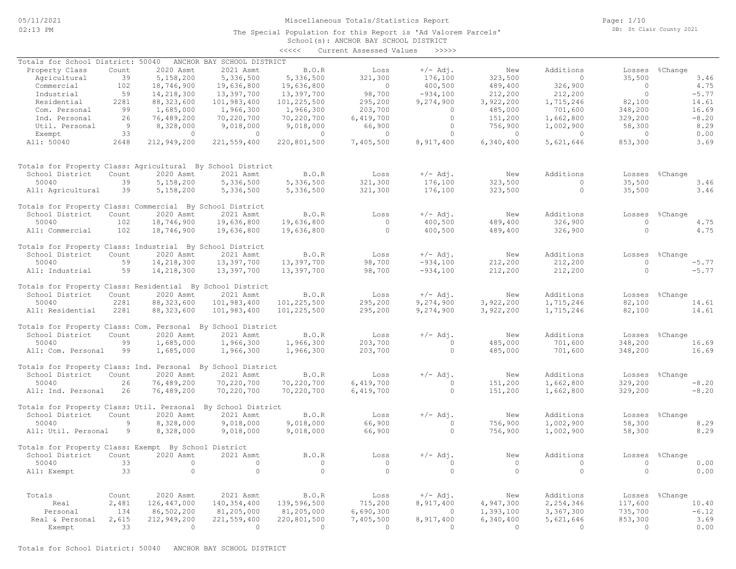Miscellaneous Totals/Statistics Report

The Special Population for this Report is 'Ad Valorem Parcels'

School(s): ANCHOR BAY SCHOOL DISTRICT

<<<<< Current Assessed Values >>>>>

Totals for School District: 50040 ANCHOR BAY SCHOOL DISTRICT

| Property Class | Count | 2020 Asmt | 2021 Asmt | B.O.R | Loss | +/- Adj. | New | Additions | Losses | %Change |
|---|---|---|---|---|---|---|---|---|---|---|
| Agricultural | 39 | 5,158,200 | 5,336,500 | 5,336,500 | 321,300 | 176,100 | 323,500 | 0 | 35,500 | 3.46 |
| Commercial | 102 | 18,746,900 | 19,636,800 | 19,636,800 | 0 | 400,500 | 489,400 | 326,900 | 0 | 4.75 |
| Industrial | 59 | 14,218,300 | 13,397,700 | 13,397,700 | 98,700 | -934,100 | 212,200 | 212,200 | 0 | -5.77 |
| Residential | 2281 | 88,323,600 | 101,983,400 | 101,225,500 | 295,200 | 9,274,900 | 3,922,200 | 1,715,246 | 82,100 | 14.61 |
| Com. Personal | 99 | 1,685,000 | 1,966,300 | 1,966,300 | 203,700 | 0 | 485,000 | 701,600 | 348,200 | 16.69 |
| Ind. Personal | 26 | 76,489,200 | 70,220,700 | 70,220,700 | 6,419,700 | 0 | 151,200 | 1,662,800 | 329,200 | -8.20 |
| Util. Personal | 9 | 8,328,000 | 9,018,000 | 9,018,000 | 66,900 | 0 | 756,900 | 1,002,900 | 58,300 | 8.29 |
| Exempt | 33 | 0 | 0 | 0 | 0 | 0 | 0 | 0 | 0 | 0.00 |
| All: 50040 | 2648 | 212,949,200 | 221,559,400 | 220,801,500 | 7,405,500 | 8,917,400 | 6,340,400 | 5,621,646 | 853,300 | 3.69 |

Totals for Property Class: Agricultural By School District

| School District | Count | 2020 Asmt | 2021 Asmt | B.O.R | Loss | +/- Adj. | New | Additions | Losses | %Change |
|---|---|---|---|---|---|---|---|---|---|---|
| 50040 | 39 | 5,158,200 | 5,336,500 | 5,336,500 | 321,300 | 176,100 | 323,500 | 0 | 35,500 | 3.46 |
| All: Agricultural | 39 | 5,158,200 | 5,336,500 | 5,336,500 | 321,300 | 176,100 | 323,500 | 0 | 35,500 | 3.46 |

Totals for Property Class: Commercial By School District

| School District | Count | 2020 Asmt | 2021 Asmt | B.O.R | Loss | +/- Adj. | New | Additions | Losses | %Change |
|---|---|---|---|---|---|---|---|---|---|---|
| 50040 | 102 | 18,746,900 | 19,636,800 | 19,636,800 | 0 | 400,500 | 489,400 | 326,900 | 0 | 4.75 |
| All: Commercial | 102 | 18,746,900 | 19,636,800 | 19,636,800 | 0 | 400,500 | 489,400 | 326,900 | 0 | 4.75 |

Totals for Property Class: Industrial By School District

| School District | Count | 2020 Asmt | 2021 Asmt | B.O.R | Loss | +/- Adj. | New | Additions | Losses | %Change |
|---|---|---|---|---|---|---|---|---|---|---|
| 50040 | 59 | 14,218,300 | 13,397,700 | 13,397,700 | 98,700 | -934,100 | 212,200 | 212,200 | 0 | -5.77 |
| All: Industrial | 59 | 14,218,300 | 13,397,700 | 13,397,700 | 98,700 | -934,100 | 212,200 | 212,200 | 0 | -5.77 |

Totals for Property Class: Residential By School District

| School District | Count | 2020 Asmt | 2021 Asmt | B.O.R | Loss | +/- Adj. | New | Additions | Losses | %Change |
|---|---|---|---|---|---|---|---|---|---|---|
| 50040 | 2281 | 88,323,600 | 101,983,400 | 101,225,500 | 295,200 | 9,274,900 | 3,922,200 | 1,715,246 | 82,100 | 14.61 |
| All: Residential | 2281 | 88,323,600 | 101,983,400 | 101,225,500 | 295,200 | 9,274,900 | 3,922,200 | 1,715,246 | 82,100 | 14.61 |

Totals for Property Class: Com. Personal By School District

| School District | Count | 2020 Asmt | 2021 Asmt | B.O.R | Loss | +/- Adj. | New | Additions | Losses | %Change |
|---|---|---|---|---|---|---|---|---|---|---|
| 50040 | 99 | 1,685,000 | 1,966,300 | 1,966,300 | 203,700 | 0 | 485,000 | 701,600 | 348,200 | 16.69 |
| All: Com. Personal | 99 | 1,685,000 | 1,966,300 | 1,966,300 | 203,700 | 0 | 485,000 | 701,600 | 348,200 | 16.69 |

Totals for Property Class: Ind. Personal By School District

| School District | Count | 2020 Asmt | 2021 Asmt | B.O.R | Loss | +/- Adj. | New | Additions | Losses | %Change |
|---|---|---|---|---|---|---|---|---|---|---|
| 50040 | 26 | 76,489,200 | 70,220,700 | 70,220,700 | 6,419,700 | 0 | 151,200 | 1,662,800 | 329,200 | -8.20 |
| All: Ind. Personal | 26 | 76,489,200 | 70,220,700 | 70,220,700 | 6,419,700 | 0 | 151,200 | 1,662,800 | 329,200 | -8.20 |

Totals for Property Class: Util. Personal By School District

| School District | Count | 2020 Asmt | 2021 Asmt | B.O.R | Loss | +/- Adj. | New | Additions | Losses | %Change |
|---|---|---|---|---|---|---|---|---|---|---|
| 50040 | 9 | 8,328,000 | 9,018,000 | 9,018,000 | 66,900 | 0 | 756,900 | 1,002,900 | 58,300 | 8.29 |
| All: Util. Personal | 9 | 8,328,000 | 9,018,000 | 9,018,000 | 66,900 | 0 | 756,900 | 1,002,900 | 58,300 | 8.29 |

Totals for Property Class: Exempt By School District

| School District | Count | 2020 Asmt | 2021 Asmt | B.O.R | Loss | +/- Adj. | New | Additions | Losses | %Change |
|---|---|---|---|---|---|---|---|---|---|---|
| 50040 | 33 | 0 | 0 | 0 | 0 | 0 | 0 | 0 | 0 | 0.00 |
| All: Exempt | 33 | 0 | 0 | 0 | 0 | 0 | 0 | 0 | 0 | 0.00 |

| Totals | Count | 2020 Asmt | 2021 Asmt | B.O.R | Loss | +/- Adj. | New | Additions | Losses | %Change |
|---|---|---|---|---|---|---|---|---|---|---|
| Real | 2,481 | 126,447,000 | 140,354,400 | 139,596,500 | 715,200 | 8,917,400 | 4,947,300 | 2,254,346 | 117,600 | 10.40 |
| Personal | 134 | 86,502,200 | 81,205,000 | 81,205,000 | 6,690,300 | 0 | 1,393,100 | 3,367,300 | 735,700 | -6.12 |
| Real & Personal | 2,615 | 212,949,200 | 221,559,400 | 220,801,500 | 7,405,500 | 8,917,400 | 6,340,400 | 5,621,646 | 853,300 | 3.69 |
| Exempt | 33 | 0 | 0 | 0 | 0 | 0 | 0 | 0 | 0 | 0.00 |

Totals for School District: 50040 ANCHOR BAY SCHOOL DISTRICT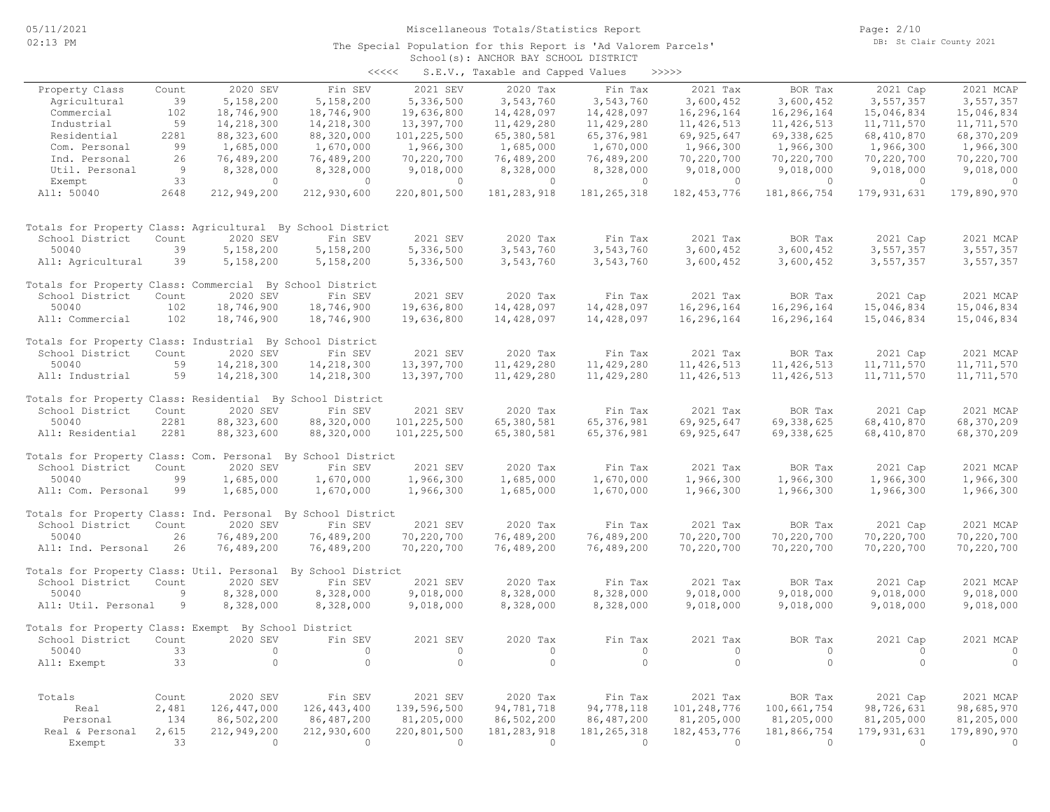Miscellaneous Totals/Statistics Report

The Special Population for this Report is 'Ad Valorem Parcels'

School(s): ANCHOR BAY SCHOOL DISTRICT

<<<<< S.E.V., Taxable and Capped Values >>>>>

| Property Class | Count | 2020 SEV | Fin SEV | 2021 SEV | 2020 Tax | Fin Tax | 2021 Tax | BOR Tax | 2021 Cap | 2021 MCAP |
|---|---|---|---|---|---|---|---|---|---|---|
| Agricultural | 39 | 5,158,200 | 5,158,200 | 5,336,500 | 3,543,760 | 3,543,760 | 3,600,452 | 3,600,452 | 3,557,357 | 3,557,357 |
| Commercial | 102 | 18,746,900 | 18,746,900 | 19,636,800 | 14,428,097 | 14,428,097 | 16,296,164 | 16,296,164 | 15,046,834 | 15,046,834 |
| Industrial | 59 | 14,218,300 | 14,218,300 | 13,397,700 | 11,429,280 | 11,429,280 | 11,426,513 | 11,426,513 | 11,711,570 | 11,711,570 |
| Residential | 2281 | 88,323,600 | 88,320,000 | 101,225,500 | 65,380,581 | 65,376,981 | 69,925,647 | 69,338,625 | 68,410,870 | 68,370,209 |
| Com. Personal | 99 | 1,685,000 | 1,670,000 | 1,966,300 | 1,685,000 | 1,670,000 | 1,966,300 | 1,966,300 | 1,966,300 | 1,966,300 |
| Ind. Personal | 26 | 76,489,200 | 76,489,200 | 70,220,700 | 76,489,200 | 76,489,200 | 70,220,700 | 70,220,700 | 70,220,700 | 70,220,700 |
| Util. Personal | 9 | 8,328,000 | 8,328,000 | 9,018,000 | 8,328,000 | 8,328,000 | 9,018,000 | 9,018,000 | 9,018,000 | 9,018,000 |
| Exempt | 33 | 0 | 0 | 0 | 0 | 0 | 0 | 0 | 0 | 0 |
| All: 50040 | 2648 | 212,949,200 | 212,930,600 | 220,801,500 | 181,283,918 | 181,265,318 | 182,453,776 | 181,866,754 | 179,931,631 | 179,890,970 |

Totals for Property Class: Agricultural By School District

| School District | Count | 2020 SEV | Fin SEV | 2021 SEV | 2020 Tax | Fin Tax | 2021 Tax | BOR Tax | 2021 Cap | 2021 MCAP |
|---|---|---|---|---|---|---|---|---|---|---|
| 50040 | 39 | 5,158,200 | 5,158,200 | 5,336,500 | 3,543,760 | 3,543,760 | 3,600,452 | 3,600,452 | 3,557,357 | 3,557,357 |
| All: Agricultural | 39 | 5,158,200 | 5,158,200 | 5,336,500 | 3,543,760 | 3,543,760 | 3,600,452 | 3,600,452 | 3,557,357 | 3,557,357 |

Totals for Property Class: Commercial By School District

| School District | Count | 2020 SEV | Fin SEV | 2021 SEV | 2020 Tax | Fin Tax | 2021 Tax | BOR Tax | 2021 Cap | 2021 MCAP |
|---|---|---|---|---|---|---|---|---|---|---|
| 50040 | 102 | 18,746,900 | 18,746,900 | 19,636,800 | 14,428,097 | 14,428,097 | 16,296,164 | 16,296,164 | 15,046,834 | 15,046,834 |
| All: Commercial | 102 | 18,746,900 | 18,746,900 | 19,636,800 | 14,428,097 | 14,428,097 | 16,296,164 | 16,296,164 | 15,046,834 | 15,046,834 |

Totals for Property Class: Industrial By School District

| School District | Count | 2020 SEV | Fin SEV | 2021 SEV | 2020 Tax | Fin Tax | 2021 Tax | BOR Tax | 2021 Cap | 2021 MCAP |
|---|---|---|---|---|---|---|---|---|---|---|
| 50040 | 59 | 14,218,300 | 14,218,300 | 13,397,700 | 11,429,280 | 11,429,280 | 11,426,513 | 11,426,513 | 11,711,570 | 11,711,570 |
| All: Industrial | 59 | 14,218,300 | 14,218,300 | 13,397,700 | 11,429,280 | 11,429,280 | 11,426,513 | 11,426,513 | 11,711,570 | 11,711,570 |

Totals for Property Class: Residential By School District

| School District | Count | 2020 SEV | Fin SEV | 2021 SEV | 2020 Tax | Fin Tax | 2021 Tax | BOR Tax | 2021 Cap | 2021 MCAP |
|---|---|---|---|---|---|---|---|---|---|---|
| 50040 | 2281 | 88,323,600 | 88,320,000 | 101,225,500 | 65,380,581 | 65,376,981 | 69,925,647 | 69,338,625 | 68,410,870 | 68,370,209 |
| All: Residential | 2281 | 88,323,600 | 88,320,000 | 101,225,500 | 65,380,581 | 65,376,981 | 69,925,647 | 69,338,625 | 68,410,870 | 68,370,209 |

Totals for Property Class: Com. Personal By School District

| School District | Count | 2020 SEV | Fin SEV | 2021 SEV | 2020 Tax | Fin Tax | 2021 Tax | BOR Tax | 2021 Cap | 2021 MCAP |
|---|---|---|---|---|---|---|---|---|---|---|
| 50040 | 99 | 1,685,000 | 1,670,000 | 1,966,300 | 1,685,000 | 1,670,000 | 1,966,300 | 1,966,300 | 1,966,300 | 1,966,300 |
| All: Com. Personal | 99 | 1,685,000 | 1,670,000 | 1,966,300 | 1,685,000 | 1,670,000 | 1,966,300 | 1,966,300 | 1,966,300 | 1,966,300 |

Totals for Property Class: Ind. Personal By School District

| School District | Count | 2020 SEV | Fin SEV | 2021 SEV | 2020 Tax | Fin Tax | 2021 Tax | BOR Tax | 2021 Cap | 2021 MCAP |
|---|---|---|---|---|---|---|---|---|---|---|
| 50040 | 26 | 76,489,200 | 76,489,200 | 70,220,700 | 76,489,200 | 76,489,200 | 70,220,700 | 70,220,700 | 70,220,700 | 70,220,700 |
| All: Ind. Personal | 26 | 76,489,200 | 76,489,200 | 70,220,700 | 76,489,200 | 76,489,200 | 70,220,700 | 70,220,700 | 70,220,700 | 70,220,700 |

Totals for Property Class: Util. Personal By School District

| School District | Count | 2020 SEV | Fin SEV | 2021 SEV | 2020 Tax | Fin Tax | 2021 Tax | BOR Tax | 2021 Cap | 2021 MCAP |
|---|---|---|---|---|---|---|---|---|---|---|
| 50040 | 9 | 8,328,000 | 8,328,000 | 9,018,000 | 8,328,000 | 8,328,000 | 9,018,000 | 9,018,000 | 9,018,000 | 9,018,000 |
| All: Util. Personal | 9 | 8,328,000 | 8,328,000 | 9,018,000 | 8,328,000 | 8,328,000 | 9,018,000 | 9,018,000 | 9,018,000 | 9,018,000 |

Totals for Property Class: Exempt By School District

| School District | Count | 2020 SEV | Fin SEV | 2021 SEV | 2020 Tax | Fin Tax | 2021 Tax | BOR Tax | 2021 Cap | 2021 MCAP |
|---|---|---|---|---|---|---|---|---|---|---|
| 50040 | 33 | 0 | 0 | 0 | 0 | 0 | 0 | 0 | 0 | 0 |
| All: Exempt | 33 | 0 | 0 | 0 | 0 | 0 | 0 | 0 | 0 | 0 |

| Totals | Count | 2020 SEV | Fin SEV | 2021 SEV | 2020 Tax | Fin Tax | 2021 Tax | BOR Tax | 2021 Cap | 2021 MCAP |
|---|---|---|---|---|---|---|---|---|---|---|
| Real | 2,481 | 126,447,000 | 126,443,400 | 139,596,500 | 94,781,718 | 94,778,118 | 101,248,776 | 100,661,754 | 98,726,631 | 98,685,970 |
| Personal | 134 | 86,502,200 | 86,487,200 | 81,205,000 | 86,502,200 | 86,487,200 | 81,205,000 | 81,205,000 | 81,205,000 | 81,205,000 |
| Real & Personal | 2,615 | 212,949,200 | 212,930,600 | 220,801,500 | 181,283,918 | 181,265,318 | 182,453,776 | 181,866,754 | 179,931,631 | 179,890,970 |
| Exempt | 33 | 0 | 0 | 0 | 0 | 0 | 0 | 0 | 0 | 0 |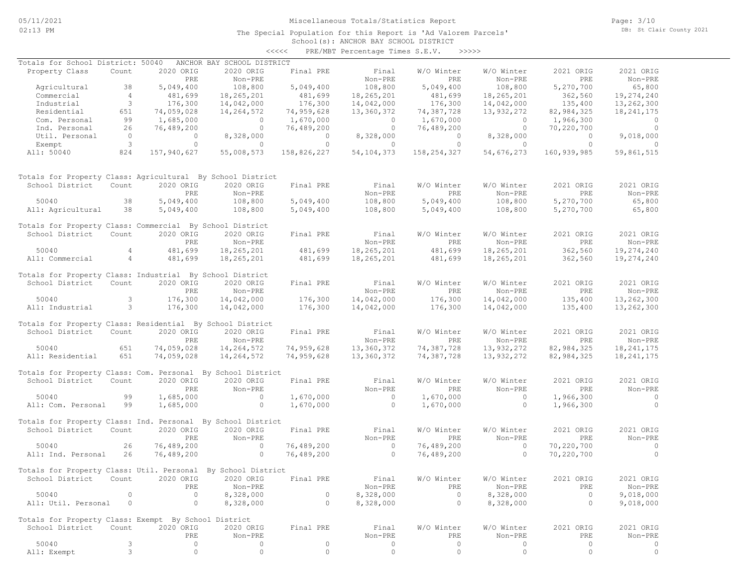Miscellaneous Totals/Statistics Report

The Special Population for this Report is 'Ad Valorem Parcels'

School(s): ANCHOR BAY SCHOOL DISTRICT

<<<<< PRE/MBT Percentage Times S.E.V. >>>>>

Totals for School District: 50040 ANCHOR BAY SCHOOL DISTRICT

| Property Class | Count | 2020 ORIG PRE | 2020 ORIG Non-PRE | Final PRE | Final Non-PRE | W/O Winter PRE | W/O Winter Non-PRE | 2021 ORIG PRE | 2021 ORIG Non-PRE |
|---|---|---|---|---|---|---|---|---|---|
| Agricultural | 38 | 5,049,400 | 108,800 | 5,049,400 | 108,800 | 5,049,400 | 108,800 | 5,270,700 | 65,800 |
| Commercial | 4 | 481,699 | 18,265,201 | 481,699 | 18,265,201 | 481,699 | 18,265,201 | 362,560 | 19,274,240 |
| Industrial | 3 | 176,300 | 14,042,000 | 176,300 | 14,042,000 | 176,300 | 14,042,000 | 135,400 | 13,262,300 |
| Residential | 651 | 74,059,028 | 14,264,572 | 74,959,628 | 13,360,372 | 74,387,728 | 13,932,272 | 82,984,325 | 18,241,175 |
| Com. Personal | 99 | 1,685,000 | 0 | 1,670,000 | 0 | 1,670,000 | 0 | 1,966,300 | 0 |
| Ind. Personal | 26 | 76,489,200 | 0 | 76,489,200 | 0 | 76,489,200 | 0 | 70,220,700 | 0 |
| Util. Personal | 0 | 0 | 8,328,000 | 0 | 8,328,000 | 0 | 8,328,000 | 0 | 9,018,000 |
| Exempt | 3 | 0 | 0 | 0 | 0 | 0 | 0 | 0 | 0 |
| All: 50040 | 824 | 157,940,627 | 55,008,573 | 158,826,227 | 54,104,373 | 158,254,327 | 54,676,273 | 160,939,985 | 59,861,515 |

Totals for Property Class: Agricultural By School District

| School District | Count | 2020 ORIG PRE | 2020 ORIG Non-PRE | Final PRE | Final Non-PRE | W/O Winter PRE | W/O Winter Non-PRE | 2021 ORIG PRE | 2021 ORIG Non-PRE |
|---|---|---|---|---|---|---|---|---|---|
| 50040 | 38 | 5,049,400 | 108,800 | 5,049,400 | 108,800 | 5,049,400 | 108,800 | 5,270,700 | 65,800 |
| All: Agricultural | 38 | 5,049,400 | 108,800 | 5,049,400 | 108,800 | 5,049,400 | 108,800 | 5,270,700 | 65,800 |

Totals for Property Class: Commercial By School District

| School District | Count | 2020 ORIG PRE | 2020 ORIG Non-PRE | Final PRE | Final Non-PRE | W/O Winter PRE | W/O Winter Non-PRE | 2021 ORIG PRE | 2021 ORIG Non-PRE |
|---|---|---|---|---|---|---|---|---|---|
| 50040 | 4 | 481,699 | 18,265,201 | 481,699 | 18,265,201 | 481,699 | 18,265,201 | 362,560 | 19,274,240 |
| All: Commercial | 4 | 481,699 | 18,265,201 | 481,699 | 18,265,201 | 481,699 | 18,265,201 | 362,560 | 19,274,240 |

Totals for Property Class: Industrial By School District

| School District | Count | 2020 ORIG PRE | 2020 ORIG Non-PRE | Final PRE | Final Non-PRE | W/O Winter PRE | W/O Winter Non-PRE | 2021 ORIG PRE | 2021 ORIG Non-PRE |
|---|---|---|---|---|---|---|---|---|---|
| 50040 | 3 | 176,300 | 14,042,000 | 176,300 | 14,042,000 | 176,300 | 14,042,000 | 135,400 | 13,262,300 |
| All: Industrial | 3 | 176,300 | 14,042,000 | 176,300 | 14,042,000 | 176,300 | 14,042,000 | 135,400 | 13,262,300 |

Totals for Property Class: Residential By School District

| School District | Count | 2020 ORIG PRE | 2020 ORIG Non-PRE | Final PRE | Final Non-PRE | W/O Winter PRE | W/O Winter Non-PRE | 2021 ORIG PRE | 2021 ORIG Non-PRE |
|---|---|---|---|---|---|---|---|---|---|
| 50040 | 651 | 74,059,028 | 14,264,572 | 74,959,628 | 13,360,372 | 74,387,728 | 13,932,272 | 82,984,325 | 18,241,175 |
| All: Residential | 651 | 74,059,028 | 14,264,572 | 74,959,628 | 13,360,372 | 74,387,728 | 13,932,272 | 82,984,325 | 18,241,175 |

Totals for Property Class: Com. Personal By School District

| School District | Count | 2020 ORIG PRE | 2020 ORIG Non-PRE | Final PRE | Final Non-PRE | W/O Winter PRE | W/O Winter Non-PRE | 2021 ORIG PRE | 2021 ORIG Non-PRE |
|---|---|---|---|---|---|---|---|---|---|
| 50040 | 99 | 1,685,000 | 0 | 1,670,000 | 0 | 1,670,000 | 0 | 1,966,300 | 0 |
| All: Com. Personal | 99 | 1,685,000 | 0 | 1,670,000 | 0 | 1,670,000 | 0 | 1,966,300 | 0 |

Totals for Property Class: Ind. Personal By School District

| School District | Count | 2020 ORIG PRE | 2020 ORIG Non-PRE | Final PRE | Final Non-PRE | W/O Winter PRE | W/O Winter Non-PRE | 2021 ORIG PRE | 2021 ORIG Non-PRE |
|---|---|---|---|---|---|---|---|---|---|
| 50040 | 26 | 76,489,200 | 0 | 76,489,200 | 0 | 76,489,200 | 0 | 70,220,700 | 0 |
| All: Ind. Personal | 26 | 76,489,200 | 0 | 76,489,200 | 0 | 76,489,200 | 0 | 70,220,700 | 0 |

Totals for Property Class: Util. Personal By School District

| School District | Count | 2020 ORIG PRE | 2020 ORIG Non-PRE | Final PRE | Final Non-PRE | W/O Winter PRE | W/O Winter Non-PRE | 2021 ORIG PRE | 2021 ORIG Non-PRE |
|---|---|---|---|---|---|---|---|---|---|
| 50040 | 0 | 0 | 8,328,000 | 0 | 8,328,000 | 0 | 8,328,000 | 0 | 9,018,000 |
| All: Util. Personal | 0 | 0 | 8,328,000 | 0 | 8,328,000 | 0 | 8,328,000 | 0 | 9,018,000 |

Totals for Property Class: Exempt By School District

| School District | Count | 2020 ORIG PRE | 2020 ORIG Non-PRE | Final PRE | Final Non-PRE | W/O Winter PRE | W/O Winter Non-PRE | 2021 ORIG PRE | 2021 ORIG Non-PRE |
|---|---|---|---|---|---|---|---|---|---|
| 50040 | 3 | 0 | 0 | 0 | 0 | 0 | 0 | 0 | 0 |
| All: Exempt | 3 | 0 | 0 | 0 | 0 | 0 | 0 | 0 | 0 |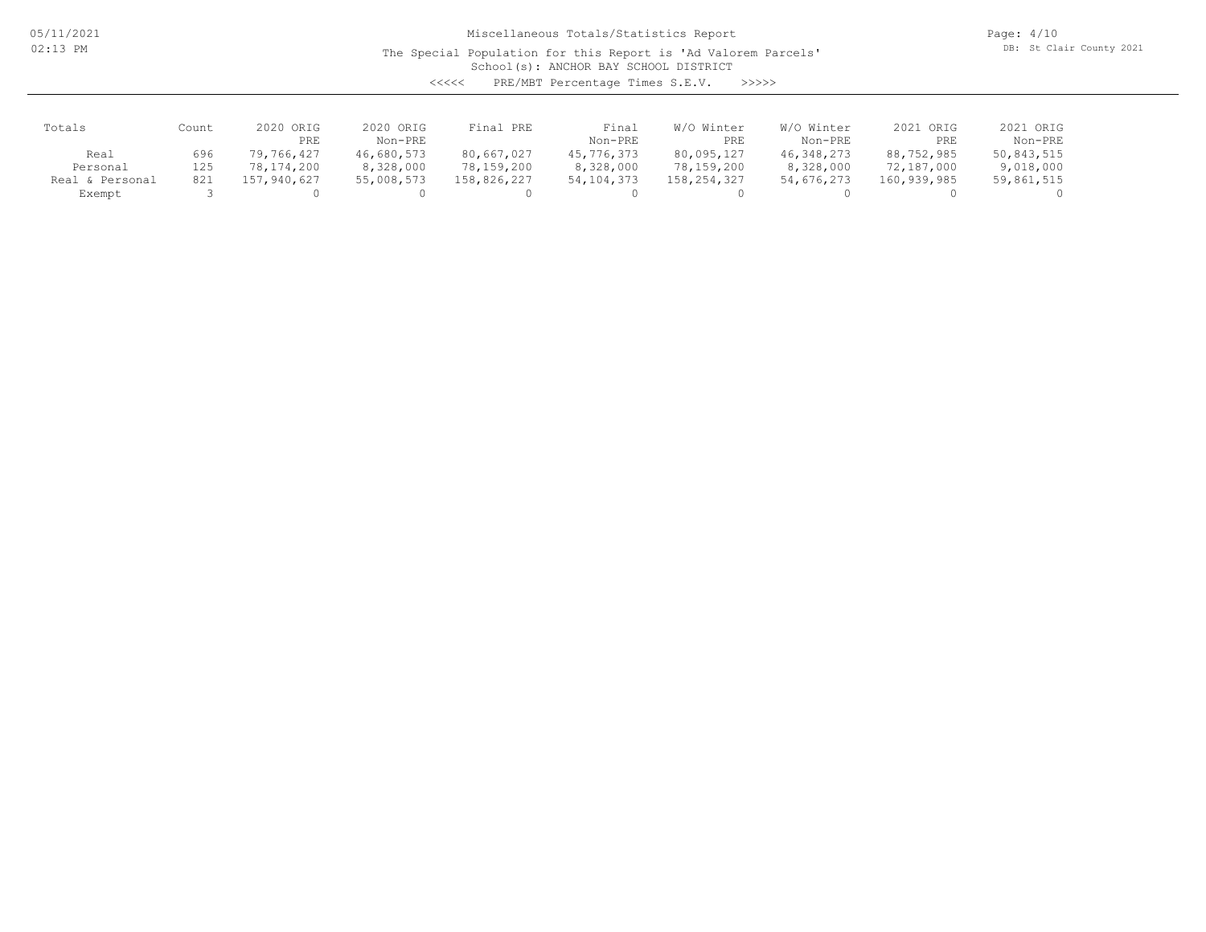# Miscellaneous Totals/Statistics Report

The Special Population for this Report is 'Ad Valorem Parcels'

School(s): ANCHOR BAY SCHOOL DISTRICT

<<<<< PRE/MBT Percentage Times S.E.V. >>>>>

| Totals | Count | 2020 ORIG PRE | 2020 ORIG Non-PRE | Final PRE | Final Non-PRE | W/O Winter PRE | W/O Winter Non-PRE | 2021 ORIG PRE | 2021 ORIG Non-PRE |
|---|---|---|---|---|---|---|---|---|---|
| Real | 696 | 79,766,427 | 46,680,573 | 80,667,027 | 45,776,373 | 80,095,127 | 46,348,273 | 88,752,985 | 50,843,515 |
| Personal | 125 | 78,174,200 | 8,328,000 | 78,159,200 | 8,328,000 | 78,159,200 | 8,328,000 | 72,187,000 | 9,018,000 |
| Real & Personal | 821 | 157,940,627 | 55,008,573 | 158,826,227 | 54,104,373 | 158,254,327 | 54,676,273 | 160,939,985 | 59,861,515 |
| Exempt | 3 | 0 | 0 | 0 | 0 | 0 | 0 | 0 | 0 |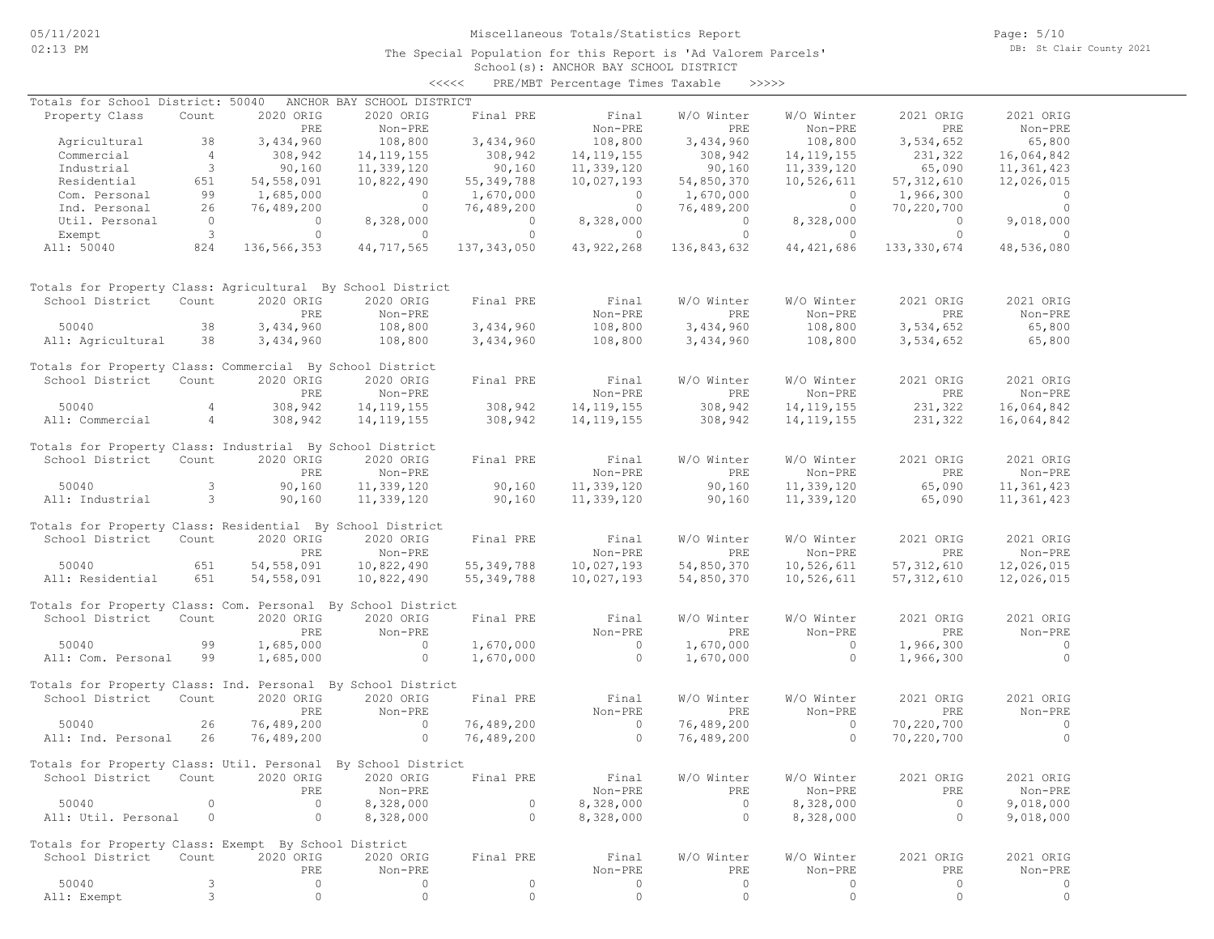# Miscellaneous Totals/Statistics Report

The Special Population for this Report is 'Ad Valorem Parcels'

School(s): ANCHOR BAY SCHOOL DISTRICT

<<<<< PRE/MBT Percentage Times Taxable >>>>>

Totals for School District: 50040 ANCHOR BAY SCHOOL DISTRICT

| Property Class | Count | 2020 ORIG PRE | 2020 ORIG Non-PRE | Final PRE | Final Non-PRE | W/O Winter PRE | W/O Winter Non-PRE | 2021 ORIG PRE | 2021 ORIG Non-PRE |
|---|---|---|---|---|---|---|---|---|---|
| Agricultural | 38 | 3,434,960 | 108,800 | 3,434,960 | 108,800 | 3,434,960 | 108,800 | 3,534,652 | 65,800 |
| Commercial | 4 | 308,942 | 14,119,155 | 308,942 | 14,119,155 | 308,942 | 14,119,155 | 231,322 | 16,064,842 |
| Industrial | 3 | 90,160 | 11,339,120 | 90,160 | 11,339,120 | 90,160 | 11,339,120 | 65,090 | 11,361,423 |
| Residential | 651 | 54,558,091 | 10,822,490 | 55,349,788 | 10,027,193 | 54,850,370 | 10,526,611 | 57,312,610 | 12,026,015 |
| Com. Personal | 99 | 1,685,000 | 0 | 1,670,000 | 0 | 1,670,000 | 0 | 1,966,300 | 0 |
| Ind. Personal | 26 | 76,489,200 | 0 | 76,489,200 | 0 | 76,489,200 | 0 | 70,220,700 | 0 |
| Util. Personal | 0 | 0 | 8,328,000 | 0 | 8,328,000 | 0 | 8,328,000 | 0 | 9,018,000 |
| Exempt | 3 | 0 | 0 | 0 | 0 | 0 | 0 | 0 | 0 |
| All: 50040 | 824 | 136,566,353 | 44,717,565 | 137,343,050 | 43,922,268 | 136,843,632 | 44,421,686 | 133,330,674 | 48,536,080 |

Totals for Property Class: Agricultural By School District

| School District | Count | 2020 ORIG PRE | 2020 ORIG Non-PRE | Final PRE | Final Non-PRE | W/O Winter PRE | W/O Winter Non-PRE | 2021 ORIG PRE | 2021 ORIG Non-PRE |
|---|---|---|---|---|---|---|---|---|---|
| 50040 | 38 | 3,434,960 | 108,800 | 3,434,960 | 108,800 | 3,434,960 | 108,800 | 3,534,652 | 65,800 |
| All: Agricultural | 38 | 3,434,960 | 108,800 | 3,434,960 | 108,800 | 3,434,960 | 108,800 | 3,534,652 | 65,800 |

Totals for Property Class: Commercial By School District

| School District | Count | 2020 ORIG PRE | 2020 ORIG Non-PRE | Final PRE | Final Non-PRE | W/O Winter PRE | W/O Winter Non-PRE | 2021 ORIG PRE | 2021 ORIG Non-PRE |
|---|---|---|---|---|---|---|---|---|---|
| 50040 | 4 | 308,942 | 14,119,155 | 308,942 | 14,119,155 | 308,942 | 14,119,155 | 231,322 | 16,064,842 |
| All: Commercial | 4 | 308,942 | 14,119,155 | 308,942 | 14,119,155 | 308,942 | 14,119,155 | 231,322 | 16,064,842 |

Totals for Property Class: Industrial By School District

| School District | Count | 2020 ORIG PRE | 2020 ORIG Non-PRE | Final PRE | Final Non-PRE | W/O Winter PRE | W/O Winter Non-PRE | 2021 ORIG PRE | 2021 ORIG Non-PRE |
|---|---|---|---|---|---|---|---|---|---|
| 50040 | 3 | 90,160 | 11,339,120 | 90,160 | 11,339,120 | 90,160 | 11,339,120 | 65,090 | 11,361,423 |
| All: Industrial | 3 | 90,160 | 11,339,120 | 90,160 | 11,339,120 | 90,160 | 11,339,120 | 65,090 | 11,361,423 |

Totals for Property Class: Residential By School District

| School District | Count | 2020 ORIG PRE | 2020 ORIG Non-PRE | Final PRE | Final Non-PRE | W/O Winter PRE | W/O Winter Non-PRE | 2021 ORIG PRE | 2021 ORIG Non-PRE |
|---|---|---|---|---|---|---|---|---|---|
| 50040 | 651 | 54,558,091 | 10,822,490 | 55,349,788 | 10,027,193 | 54,850,370 | 10,526,611 | 57,312,610 | 12,026,015 |
| All: Residential | 651 | 54,558,091 | 10,822,490 | 55,349,788 | 10,027,193 | 54,850,370 | 10,526,611 | 57,312,610 | 12,026,015 |

Totals for Property Class: Com. Personal By School District

| School District | Count | 2020 ORIG PRE | 2020 ORIG Non-PRE | Final PRE | Final Non-PRE | W/O Winter PRE | W/O Winter Non-PRE | 2021 ORIG PRE | 2021 ORIG Non-PRE |
|---|---|---|---|---|---|---|---|---|---|
| 50040 | 99 | 1,685,000 | 0 | 1,670,000 | 0 | 1,670,000 | 0 | 1,966,300 | 0 |
| All: Com. Personal | 99 | 1,685,000 | 0 | 1,670,000 | 0 | 1,670,000 | 0 | 1,966,300 | 0 |

Totals for Property Class: Ind. Personal By School District

| School District | Count | 2020 ORIG PRE | 2020 ORIG Non-PRE | Final PRE | Final Non-PRE | W/O Winter PRE | W/O Winter Non-PRE | 2021 ORIG PRE | 2021 ORIG Non-PRE |
|---|---|---|---|---|---|---|---|---|---|
| 50040 | 26 | 76,489,200 | 0 | 76,489,200 | 0 | 76,489,200 | 0 | 70,220,700 | 0 |
| All: Ind. Personal | 26 | 76,489,200 | 0 | 76,489,200 | 0 | 76,489,200 | 0 | 70,220,700 | 0 |

Totals for Property Class: Util. Personal By School District

| School District | Count | 2020 ORIG PRE | 2020 ORIG Non-PRE | Final PRE | Final Non-PRE | W/O Winter PRE | W/O Winter Non-PRE | 2021 ORIG PRE | 2021 ORIG Non-PRE |
|---|---|---|---|---|---|---|---|---|---|
| 50040 | 0 | 0 | 8,328,000 | 0 | 8,328,000 | 0 | 8,328,000 | 0 | 9,018,000 |
| All: Util. Personal | 0 | 0 | 8,328,000 | 0 | 8,328,000 | 0 | 8,328,000 | 0 | 9,018,000 |

Totals for Property Class: Exempt By School District

| School District | Count | 2020 ORIG PRE | 2020 ORIG Non-PRE | Final PRE | Final Non-PRE | W/O Winter PRE | W/O Winter Non-PRE | 2021 ORIG PRE | 2021 ORIG Non-PRE |
|---|---|---|---|---|---|---|---|---|---|
| 50040 | 3 | 0 | 0 | 0 | 0 | 0 | 0 | 0 | 0 |
| All: Exempt | 3 | 0 | 0 | 0 | 0 | 0 | 0 | 0 | 0 |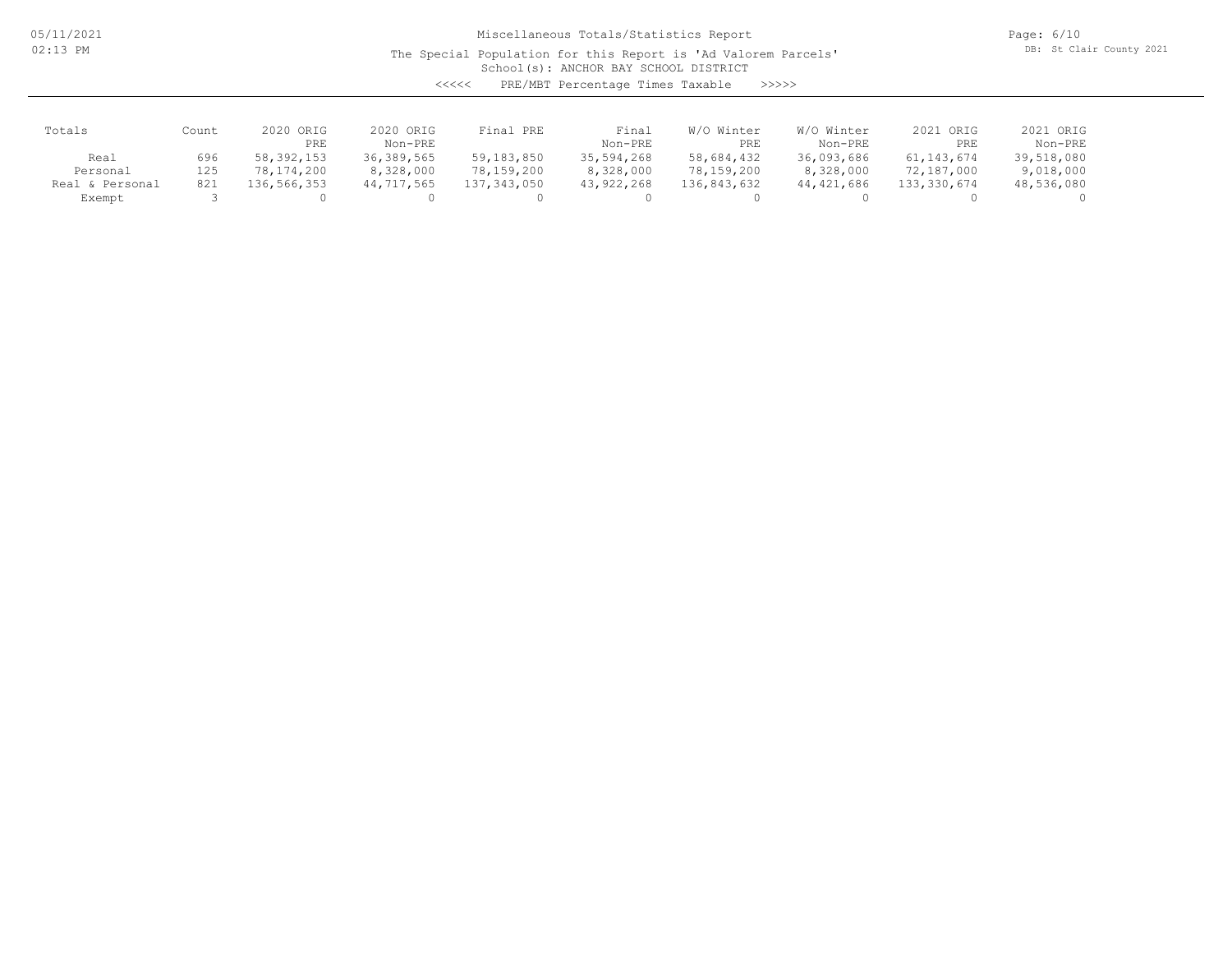# Miscellaneous Totals/Statistics Report

The Special Population for this Report is 'Ad Valorem Parcels'

School(s): ANCHOR BAY SCHOOL DISTRICT

<<<<< PRE/MBT Percentage Times Taxable >>>>>

| Totals | Count | 2020 ORIG PRE | 2020 ORIG Non-PRE | Final PRE | Final Non-PRE | W/O Winter PRE | W/O Winter Non-PRE | 2021 ORIG PRE | 2021 ORIG Non-PRE |
|---|---|---|---|---|---|---|---|---|---|
| Real | 696 | 58,392,153 | 36,389,565 | 59,183,850 | 35,594,268 | 58,684,432 | 36,093,686 | 61,143,674 | 39,518,080 |
| Personal | 125 | 78,174,200 | 8,328,000 | 78,159,200 | 8,328,000 | 78,159,200 | 8,328,000 | 72,187,000 | 9,018,000 |
| Real & Personal | 821 | 136,566,353 | 44,717,565 | 137,343,050 | 43,922,268 | 136,843,632 | 44,421,686 | 133,330,674 | 48,536,080 |
| Exempt | 3 | 0 | 0 | 0 | 0 | 0 | 0 | 0 | 0 |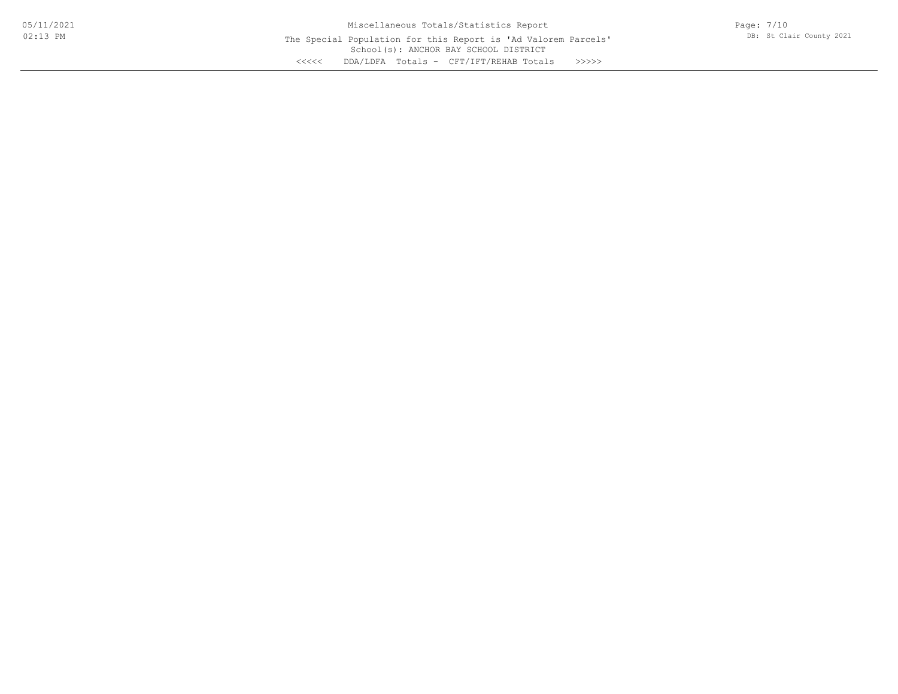<<<<    DDA/LDFA  Totals -  CFT/IFT/REHAB Totals    >>>>>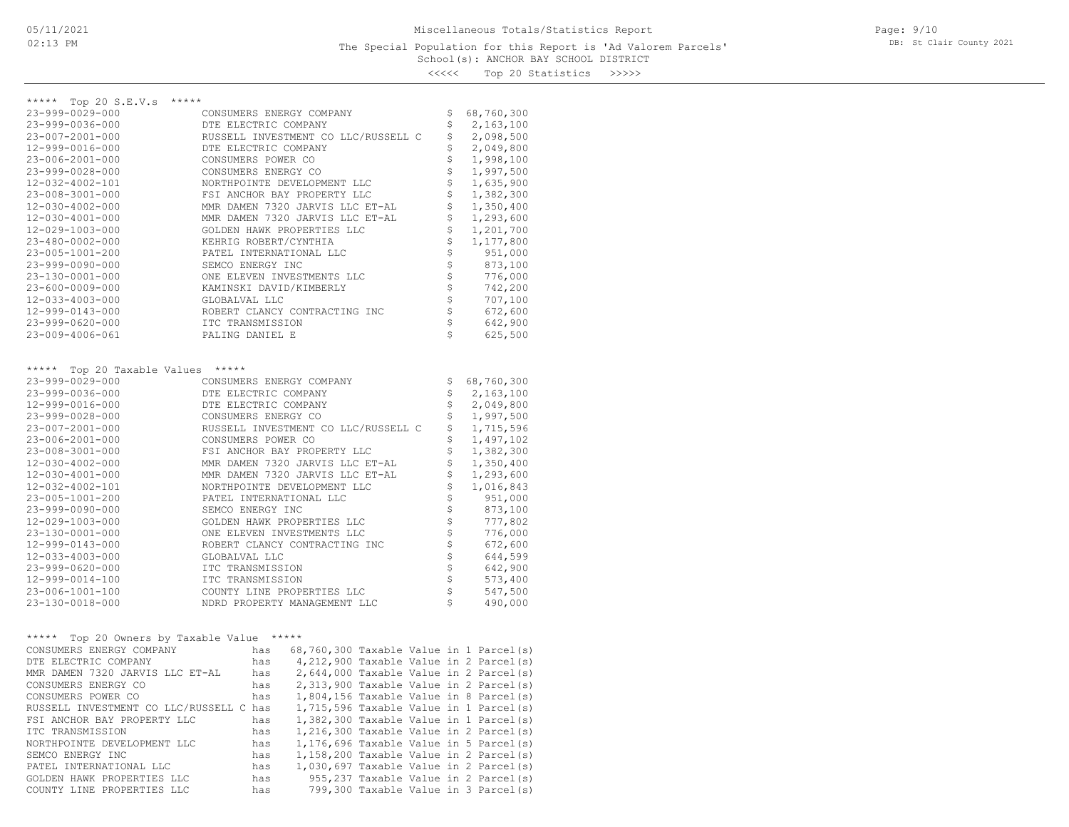Miscellaneous Totals/Statistics Report

The Special Population for this Report is 'Ad Valorem Parcels'

School(s): ANCHOR BAY SCHOOL DISTRICT

<<<<< Top 20 Statistics >>>>>

## ***** Top 20 S.E.V.s *****

| Parcel | Owner | S.E.V. |
|---|---|---|
| 23-999-0029-000 | CONSUMERS ENERGY COMPANY | $ 68,760,300 |
| 23-999-0036-000 | DTE ELECTRIC COMPANY | $ 2,163,100 |
| 23-007-2001-000 | RUSSELL INVESTMENT CO LLC/RUSSELL C | $ 2,098,500 |
| 12-999-0016-000 | DTE ELECTRIC COMPANY | $ 2,049,800 |
| 23-006-2001-000 | CONSUMERS POWER CO | $ 1,998,100 |
| 23-999-0028-000 | CONSUMERS ENERGY CO | $ 1,997,500 |
| 12-032-4002-101 | NORTHPOINTE DEVELOPMENT LLC | $ 1,635,900 |
| 23-008-3001-000 | FSI ANCHOR BAY PROPERTY LLC | $ 1,382,300 |
| 12-030-4002-000 | MMR DAMEN 7320 JARVIS LLC ET-AL | $ 1,350,400 |
| 12-030-4001-000 | MMR DAMEN 7320 JARVIS LLC ET-AL | $ 1,293,600 |
| 12-029-1003-000 | GOLDEN HAWK PROPERTIES LLC | $ 1,201,700 |
| 23-480-0002-000 | KEHRIG ROBERT/CYNTHIA | $ 1,177,800 |
| 23-005-1001-200 | PATEL INTERNATIONAL LLC | $ 951,000 |
| 23-999-0090-000 | SEMCO ENERGY INC | $ 873,100 |
| 23-130-0001-000 | ONE ELEVEN INVESTMENTS LLC | $ 776,000 |
| 23-600-0009-000 | KAMINSKI DAVID/KIMBERLY | $ 742,200 |
| 12-033-4003-000 | GLOBALVAL LLC | $ 707,100 |
| 12-999-0143-000 | ROBERT CLANCY CONTRACTING INC | $ 672,600 |
| 23-999-0620-000 | ITC TRANSMISSION | $ 642,900 |
| 23-009-4006-061 | PALING DANIEL E | $ 625,500 |

## ***** Top 20 Taxable Values *****

| Parcel | Owner | Taxable Value |
|---|---|---|
| 23-999-0029-000 | CONSUMERS ENERGY COMPANY | $ 68,760,300 |
| 23-999-0036-000 | DTE ELECTRIC COMPANY | $ 2,163,100 |
| 12-999-0016-000 | DTE ELECTRIC COMPANY | $ 2,049,800 |
| 23-999-0028-000 | CONSUMERS ENERGY CO | $ 1,997,500 |
| 23-007-2001-000 | RUSSELL INVESTMENT CO LLC/RUSSELL C | $ 1,715,596 |
| 23-006-2001-000 | CONSUMERS POWER CO | $ 1,497,102 |
| 23-008-3001-000 | FSI ANCHOR BAY PROPERTY LLC | $ 1,382,300 |
| 12-030-4002-000 | MMR DAMEN 7320 JARVIS LLC ET-AL | $ 1,350,400 |
| 12-030-4001-000 | MMR DAMEN 7320 JARVIS LLC ET-AL | $ 1,293,600 |
| 12-032-4002-101 | NORTHPOINTE DEVELOPMENT LLC | $ 1,016,843 |
| 23-005-1001-200 | PATEL INTERNATIONAL LLC | $ 951,000 |
| 23-999-0090-000 | SEMCO ENERGY INC | $ 873,100 |
| 12-029-1003-000 | GOLDEN HAWK PROPERTIES LLC | $ 777,802 |
| 23-130-0001-000 | ONE ELEVEN INVESTMENTS LLC | $ 776,000 |
| 12-999-0143-000 | ROBERT CLANCY CONTRACTING INC | $ 672,600 |
| 12-033-4003-000 | GLOBALVAL LLC | $ 644,599 |
| 23-999-0620-000 | ITC TRANSMISSION | $ 642,900 |
| 12-999-0014-100 | ITC TRANSMISSION | $ 573,400 |
| 23-006-1001-100 | COUNTY LINE PROPERTIES LLC | $ 547,500 |
| 23-130-0018-000 | NDRD PROPERTY MANAGEMENT LLC | $ 490,000 |

## ***** Top 20 Owners by Taxable Value *****

| Owner | | Taxable Value | Parcel(s) |
|---|---|---|---|
| CONSUMERS ENERGY COMPANY | has | 68,760,300 Taxable Value | in 1 Parcel(s) |
| DTE ELECTRIC COMPANY | has | 4,212,900 Taxable Value | in 2 Parcel(s) |
| MMR DAMEN 7320 JARVIS LLC ET-AL | has | 2,644,000 Taxable Value | in 2 Parcel(s) |
| CONSUMERS ENERGY CO | has | 2,313,900 Taxable Value | in 2 Parcel(s) |
| CONSUMERS POWER CO | has | 1,804,156 Taxable Value | in 8 Parcel(s) |
| RUSSELL INVESTMENT CO LLC/RUSSELL C | has | 1,715,596 Taxable Value | in 1 Parcel(s) |
| FSI ANCHOR BAY PROPERTY LLC | has | 1,382,300 Taxable Value | in 1 Parcel(s) |
| ITC TRANSMISSION | has | 1,216,300 Taxable Value | in 2 Parcel(s) |
| NORTHPOINTE DEVELOPMENT LLC | has | 1,176,696 Taxable Value | in 5 Parcel(s) |
| SEMCO ENERGY INC | has | 1,158,200 Taxable Value | in 2 Parcel(s) |
| PATEL INTERNATIONAL LLC | has | 1,030,697 Taxable Value | in 2 Parcel(s) |
| GOLDEN HAWK PROPERTIES LLC | has | 955,237 Taxable Value | in 2 Parcel(s) |
| COUNTY LINE PROPERTIES LLC | has | 799,300 Taxable Value | in 3 Parcel(s) |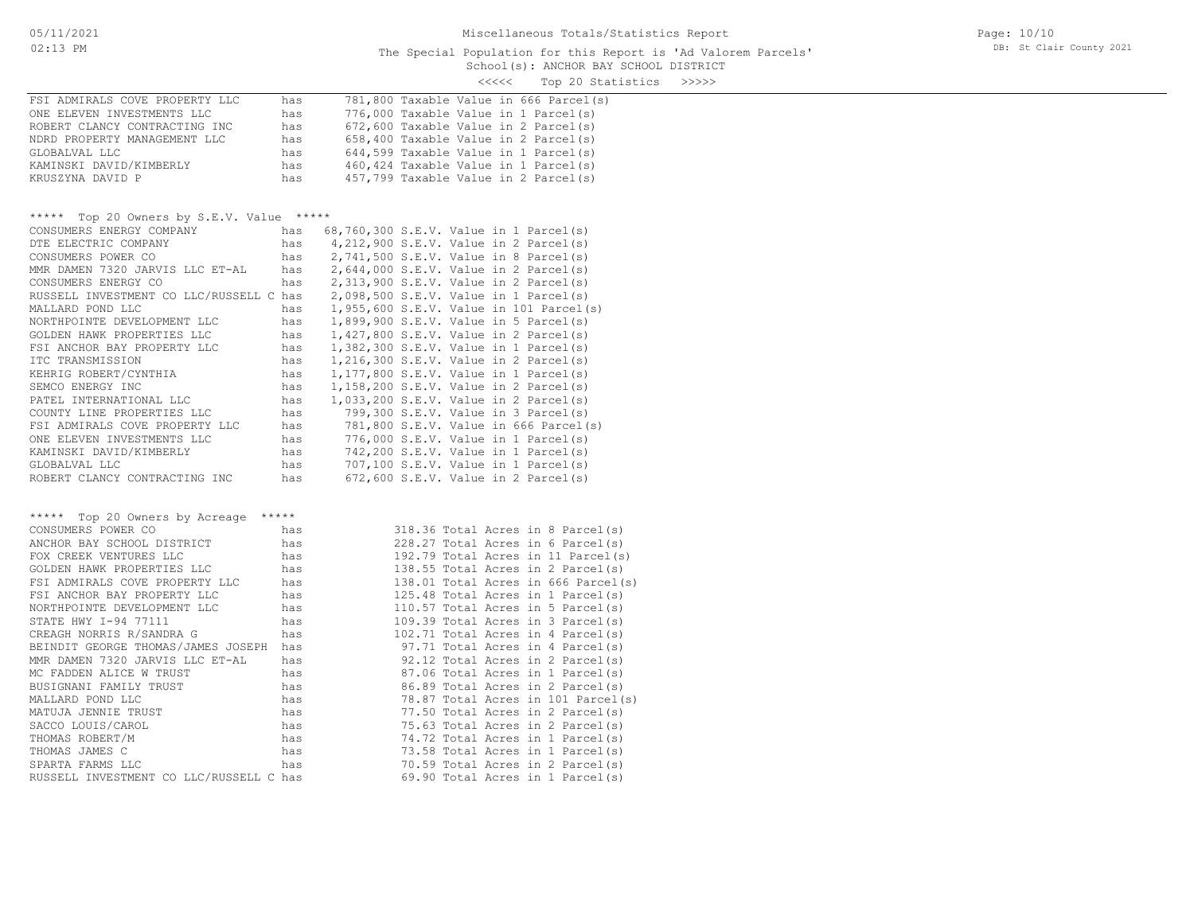| | | |
|---|---|---|
| FSI ADMIRALS COVE PROPERTY LLC | has | 781,800 Taxable Value in 666 Parcel(s) |
| ONE ELEVEN INVESTMENTS LLC | has | 776,000 Taxable Value in 1 Parcel(s) |
| ROBERT CLANCY CONTRACTING INC | has | 672,600 Taxable Value in 2 Parcel(s) |
| NDRD PROPERTY MANAGEMENT LLC | has | 658,400 Taxable Value in 2 Parcel(s) |
| GLOBALVAL LLC | has | 644,599 Taxable Value in 1 Parcel(s) |
| KAMINSKI DAVID/KIMBERLY | has | 460,424 Taxable Value in 1 Parcel(s) |
| KRUSZYNA DAVID P | has | 457,799 Taxable Value in 2 Parcel(s) |

***** Top 20 Owners by S.E.V. Value *****

| | | |
|---|---|---|
| CONSUMERS ENERGY COMPANY | has | 68,760,300 S.E.V. Value in 1 Parcel(s) |
| DTE ELECTRIC COMPANY | has | 4,212,900 S.E.V. Value in 2 Parcel(s) |
| CONSUMERS POWER CO | has | 2,741,500 S.E.V. Value in 8 Parcel(s) |
| MMR DAMEN 7320 JARVIS LLC ET-AL | has | 2,644,000 S.E.V. Value in 2 Parcel(s) |
| CONSUMERS ENERGY CO | has | 2,313,900 S.E.V. Value in 2 Parcel(s) |
| RUSSELL INVESTMENT CO LLC/RUSSELL C | has | 2,098,500 S.E.V. Value in 1 Parcel(s) |
| MALLARD POND LLC | has | 1,955,600 S.E.V. Value in 101 Parcel(s) |
| NORTHPOINTE DEVELOPMENT LLC | has | 1,899,900 S.E.V. Value in 5 Parcel(s) |
| GOLDEN HAWK PROPERTIES LLC | has | 1,427,800 S.E.V. Value in 2 Parcel(s) |
| FSI ANCHOR BAY PROPERTY LLC | has | 1,382,300 S.E.V. Value in 1 Parcel(s) |
| ITC TRANSMISSION | has | 1,216,300 S.E.V. Value in 2 Parcel(s) |
| KEHRIG ROBERT/CYNTHIA | has | 1,177,800 S.E.V. Value in 1 Parcel(s) |
| SEMCO ENERGY INC | has | 1,158,200 S.E.V. Value in 2 Parcel(s) |
| PATEL INTERNATIONAL LLC | has | 1,033,200 S.E.V. Value in 2 Parcel(s) |
| COUNTY LINE PROPERTIES LLC | has | 799,300 S.E.V. Value in 3 Parcel(s) |
| FSI ADMIRALS COVE PROPERTY LLC | has | 781,800 S.E.V. Value in 666 Parcel(s) |
| ONE ELEVEN INVESTMENTS LLC | has | 776,000 S.E.V. Value in 1 Parcel(s) |
| KAMINSKI DAVID/KIMBERLY | has | 742,200 S.E.V. Value in 1 Parcel(s) |
| GLOBALVAL LLC | has | 707,100 S.E.V. Value in 1 Parcel(s) |
| ROBERT CLANCY CONTRACTING INC | has | 672,600 S.E.V. Value in 2 Parcel(s) |

***** Top 20 Owners by Acreage *****

| | | |
|---|---|---|
| CONSUMERS POWER CO | has | 318.36 Total Acres in 8 Parcel(s) |
| ANCHOR BAY SCHOOL DISTRICT | has | 228.27 Total Acres in 6 Parcel(s) |
| FOX CREEK VENTURES LLC | has | 192.79 Total Acres in 11 Parcel(s) |
| GOLDEN HAWK PROPERTIES LLC | has | 138.55 Total Acres in 2 Parcel(s) |
| FSI ADMIRALS COVE PROPERTY LLC | has | 138.01 Total Acres in 666 Parcel(s) |
| FSI ANCHOR BAY PROPERTY LLC | has | 125.48 Total Acres in 1 Parcel(s) |
| NORTHPOINTE DEVELOPMENT LLC | has | 110.57 Total Acres in 5 Parcel(s) |
| STATE HWY I-94 77111 | has | 109.39 Total Acres in 3 Parcel(s) |
| CREAGH NORRIS R/SANDRA G | has | 102.71 Total Acres in 4 Parcel(s) |
| BEINDIT GEORGE THOMAS/JAMES JOSEPH | has | 97.71 Total Acres in 4 Parcel(s) |
| MMR DAMEN 7320 JARVIS LLC ET-AL | has | 92.12 Total Acres in 2 Parcel(s) |
| MC FADDEN ALICE W TRUST | has | 87.06 Total Acres in 1 Parcel(s) |
| BUSIGNANI FAMILY TRUST | has | 86.89 Total Acres in 2 Parcel(s) |
| MALLARD POND LLC | has | 78.87 Total Acres in 101 Parcel(s) |
| MATUJA JENNIE TRUST | has | 77.50 Total Acres in 2 Parcel(s) |
| SACCO LOUIS/CAROL | has | 75.63 Total Acres in 2 Parcel(s) |
| THOMAS ROBERT/M | has | 74.72 Total Acres in 1 Parcel(s) |
| THOMAS JAMES C | has | 73.58 Total Acres in 1 Parcel(s) |
| SPARTA FARMS LLC | has | 70.59 Total Acres in 2 Parcel(s) |
| RUSSELL INVESTMENT CO LLC/RUSSELL C | has | 69.90 Total Acres in 1 Parcel(s) |